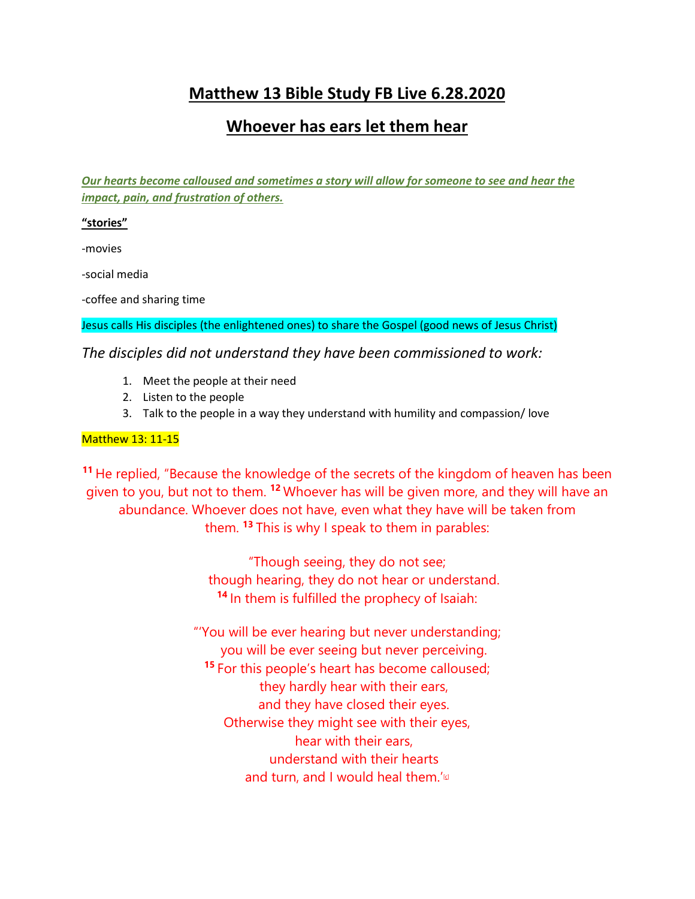# Matthew 13 Bible Study FB Live 6.28.2020

## Whoever has ears let them hear

***Our hearts become calloused and sometimes a story will allow for someone to see and hear the impact, pain, and frustration of others.***

**"stories"**

-movies

-social media

-coffee and sharing time

Jesus calls His disciples (the enlightened ones) to share the Gospel (good news of Jesus Christ)

*The disciples did not understand they have been commissioned to work:*

1. Meet the people at their need
2. Listen to the people
3. Talk to the people in a way they understand with humility and compassion/ love

Matthew 13: 11-15

**11** He replied, "Because the knowledge of the secrets of the kingdom of heaven has been given to you, but not to them. **12** Whoever has will be given more, and they will have an abundance. Whoever does not have, even what they have will be taken from them. **13** This is why I speak to them in parables:

"Though seeing, they do not see;
though hearing, they do not hear or understand.
**14** In them is fulfilled the prophecy of Isaiah:

"'You will be ever hearing but never understanding;
you will be ever seeing but never perceiving.
**15** For this people's heart has become calloused;
they hardly hear with their ears,
and they have closed their eyes.
Otherwise they might see with their eyes,
hear with their ears,
understand with their hearts
and turn, and I would heal them.'[c]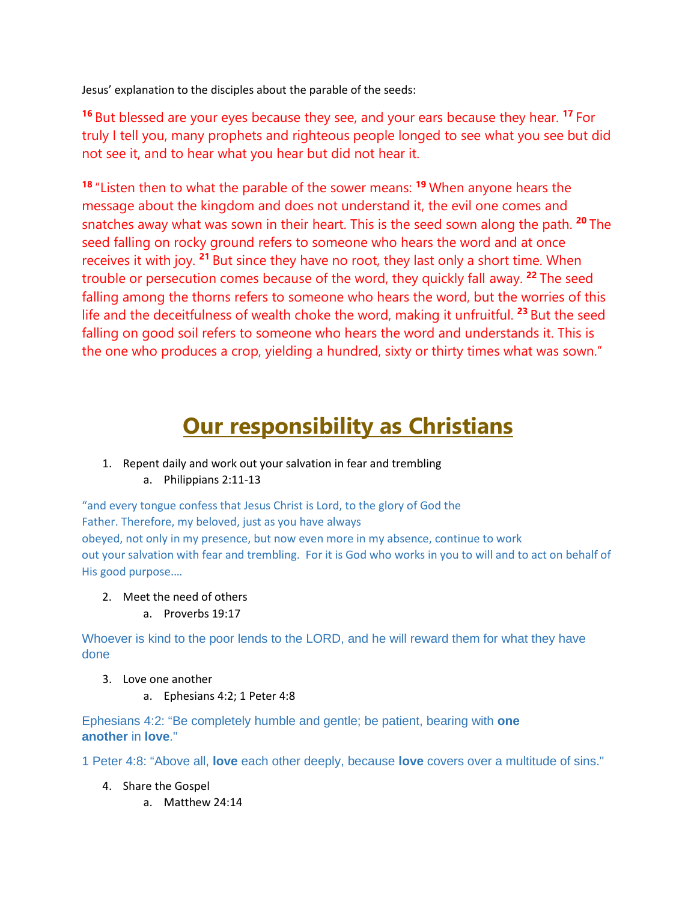Jesus' explanation to the disciples about the parable of the seeds:

[16] But blessed are your eyes because they see, and your ears because they hear. [17] For truly I tell you, many prophets and righteous people longed to see what you see but did not see it, and to hear what you hear but did not hear it.

[18] "Listen then to what the parable of the sower means: [19] When anyone hears the message about the kingdom and does not understand it, the evil one comes and snatches away what was sown in their heart. This is the seed sown along the path. [20] The seed falling on rocky ground refers to someone who hears the word and at once receives it with joy. [21] But since they have no root, they last only a short time. When trouble or persecution comes because of the word, they quickly fall away. [22] The seed falling among the thorns refers to someone who hears the word, but the worries of this life and the deceitfulness of wealth choke the word, making it unfruitful. [23] But the seed falling on good soil refers to someone who hears the word and understands it. This is the one who produces a crop, yielding a hundred, sixty or thirty times what was sown."

# Our responsibility as Christians

1. Repent daily and work out your salvation in fear and trembling
   a. Philippians 2:11-13

"and every tongue confess that Jesus Christ is Lord, to the glory of God the Father. Therefore, my beloved, just as you have always obeyed, not only in my presence, but now even more in my absence, continue to work out your salvation with fear and trembling. For it is God who works in you to will and to act on behalf of His good purpose….

2. Meet the need of others
   a. Proverbs 19:17

Whoever is kind to the poor lends to the LORD, and he will reward them for what they have done

3. Love one another
   a. Ephesians 4:2; 1 Peter 4:8

Ephesians 4:2: "Be completely humble and gentle; be patient, bearing with **one another** in **love**."

1 Peter 4:8: "Above all, **love** each other deeply, because **love** covers over a multitude of sins."

4. Share the Gospel
   a. Matthew 24:14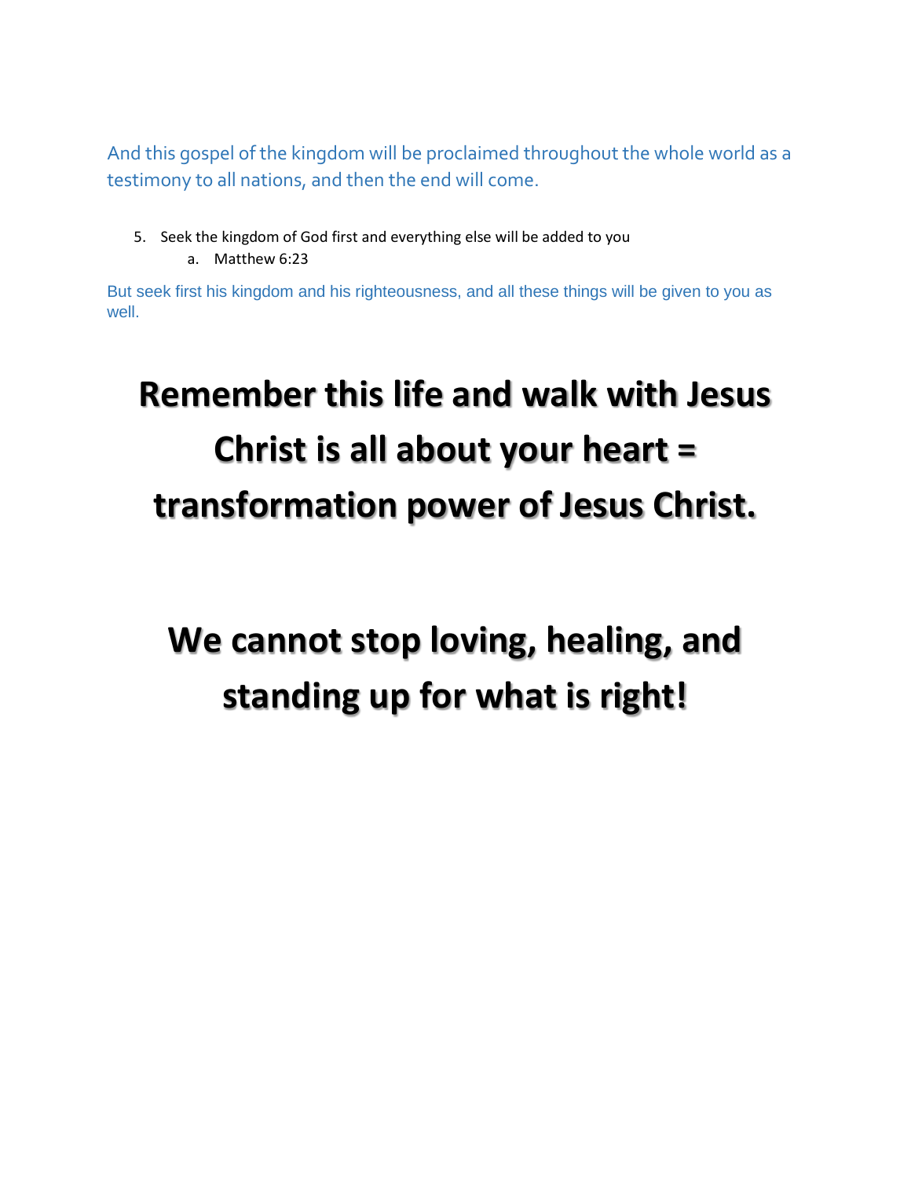And this gospel of the kingdom will be proclaimed throughout the whole world as a testimony to all nations, and then the end will come.

5. Seek the kingdom of God first and everything else will be added to you
   a. Matthew 6:23

But seek first his kingdom and his righteousness, and all these things will be given to you as well.

**Remember this life and walk with Jesus Christ is all about your heart = transformation power of Jesus Christ.**

**We cannot stop loving, healing, and standing up for what is right!**